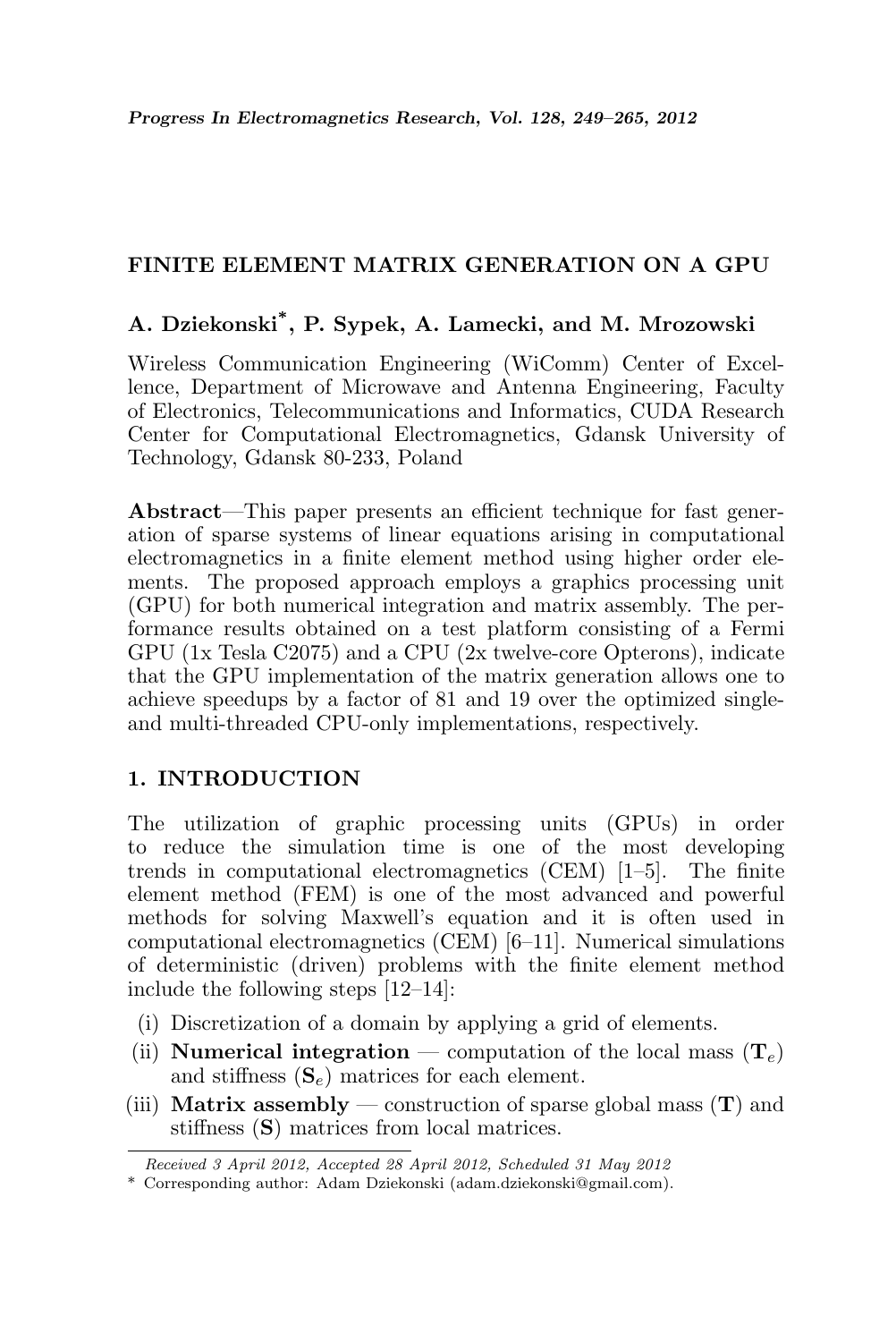# FINITE ELEMENT MATRIX GENERATION ON A GPU

**A. Dziekonski*, P. Sypek, A. Lamecki, and M. Mrozowski**

Wireless Communication Engineering (WiComm) Center of Excellence, Department of Microwave and Antenna Engineering, Faculty of Electronics, Telecommunications and Informatics, CUDA Research Center for Computational Electromagnetics, Gdansk University of Technology, Gdansk 80-233, Poland

**Abstract**—This paper presents an efficient technique for fast generation of sparse systems of linear equations arising in computational electromagnetics in a finite element method using higher order elements. The proposed approach employs a graphics processing unit (GPU) for both numerical integration and matrix assembly. The performance results obtained on a test platform consisting of a Fermi GPU (1x Tesla C2075) and a CPU (2x twelve-core Opterons), indicate that the GPU implementation of the matrix generation allows one to achieve speedups by a factor of 81 and 19 over the optimized single- and multi-threaded CPU-only implementations, respectively.

## 1. INTRODUCTION

The utilization of graphic processing units (GPUs) in order to reduce the simulation time is one of the most developing trends in computational electromagnetics (CEM) [1–5]. The finite element method (FEM) is one of the most advanced and powerful methods for solving Maxwell's equation and it is often used in computational electromagnetics (CEM) [6–11]. Numerical simulations of deterministic (driven) problems with the finite element method include the following steps [12–14]:

(i) Discretization of a domain by applying a grid of elements.

(ii) **Numerical integration** — computation of the local mass ($\mathbf{T}_e$) and stiffness ($\mathbf{S}_e$) matrices for each element.

(iii) **Matrix assembly** — construction of sparse global mass ($\mathbf{T}$) and stiffness ($\mathbf{S}$) matrices from local matrices.

*Received 3 April 2012, Accepted 28 April 2012, Scheduled 31 May 2012*

\* Corresponding author: Adam Dziekonski (adam.dziekonski@gmail.com).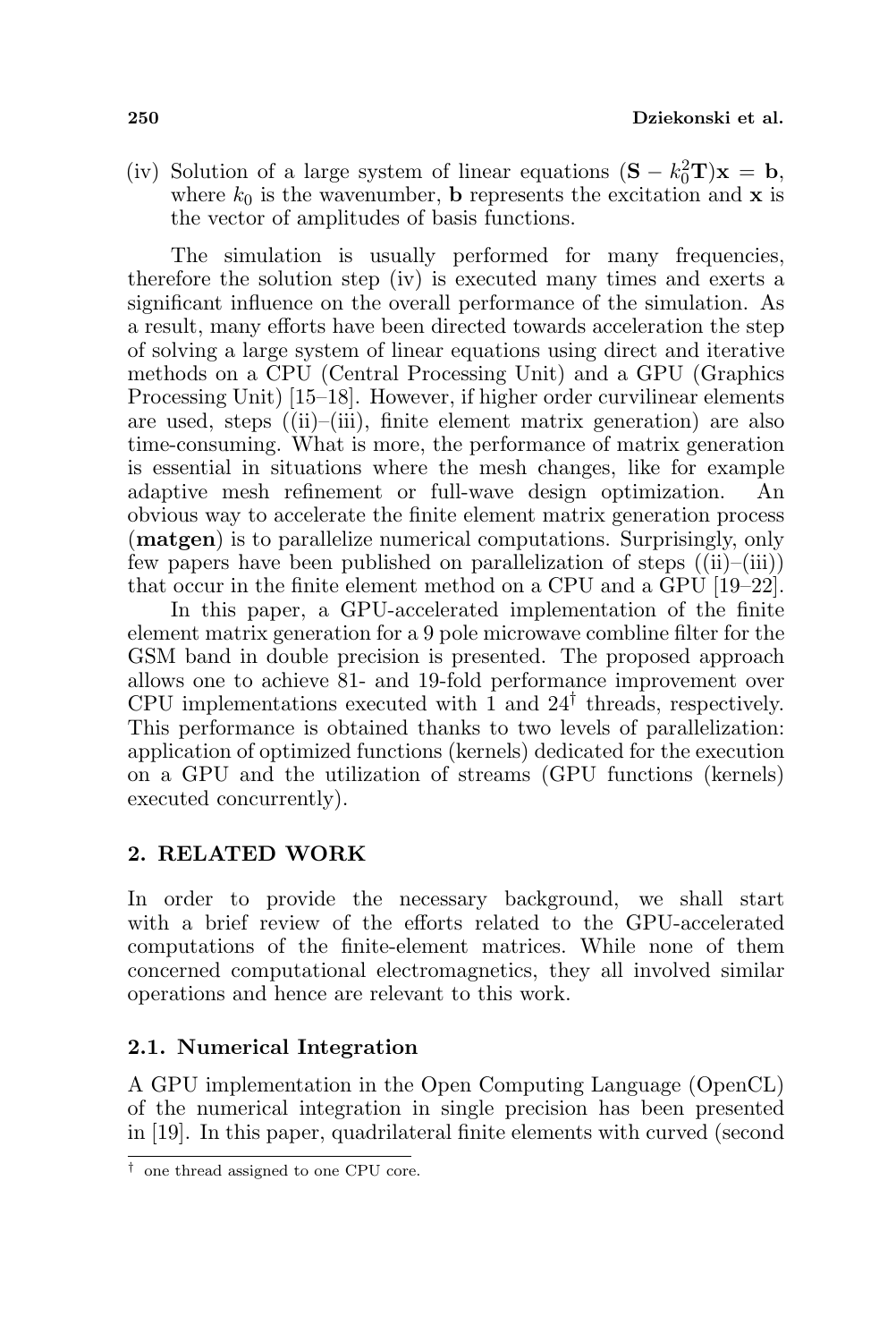(iv) Solution of a large system of linear equations $(\mathbf{S} - k_0^2\mathbf{T})\mathbf{x} = \mathbf{b}$, where $k_0$ is the wavenumber, $\mathbf{b}$ represents the excitation and $\mathbf{x}$ is the vector of amplitudes of basis functions.

The simulation is usually performed for many frequencies, therefore the solution step (iv) is executed many times and exerts a significant influence on the overall performance of the simulation. As a result, many efforts have been directed towards acceleration the step of solving a large system of linear equations using direct and iterative methods on a CPU (Central Processing Unit) and a GPU (Graphics Processing Unit) [15–18]. However, if higher order curvilinear elements are used, steps ((ii)–(iii), finite element matrix generation) are also time-consuming. What is more, the performance of matrix generation is essential in situations where the mesh changes, like for example adaptive mesh refinement or full-wave design optimization. An obvious way to accelerate the finite element matrix generation process (**matgen**) is to parallelize numerical computations. Surprisingly, only few papers have been published on parallelization of steps ((ii)–(iii)) that occur in the finite element method on a CPU and a GPU [19–22].

In this paper, a GPU-accelerated implementation of the finite element matrix generation for a 9 pole microwave combline filter for the GSM band in double precision is presented. The proposed approach allows one to achieve 81- and 19-fold performance improvement over CPU implementations executed with 1 and 24[†] threads, respectively. This performance is obtained thanks to two levels of parallelization: application of optimized functions (kernels) dedicated for the execution on a GPU and the utilization of streams (GPU functions (kernels) executed concurrently).

## 2. RELATED WORK

In order to provide the necessary background, we shall start with a brief review of the efforts related to the GPU-accelerated computations of the finite-element matrices. While none of them concerned computational electromagnetics, they all involved similar operations and hence are relevant to this work.

### 2.1. Numerical Integration

A GPU implementation in the Open Computing Language (OpenCL) of the numerical integration in single precision has been presented in [19]. In this paper, quadrilateral finite elements with curved (second

[†] one thread assigned to one CPU core.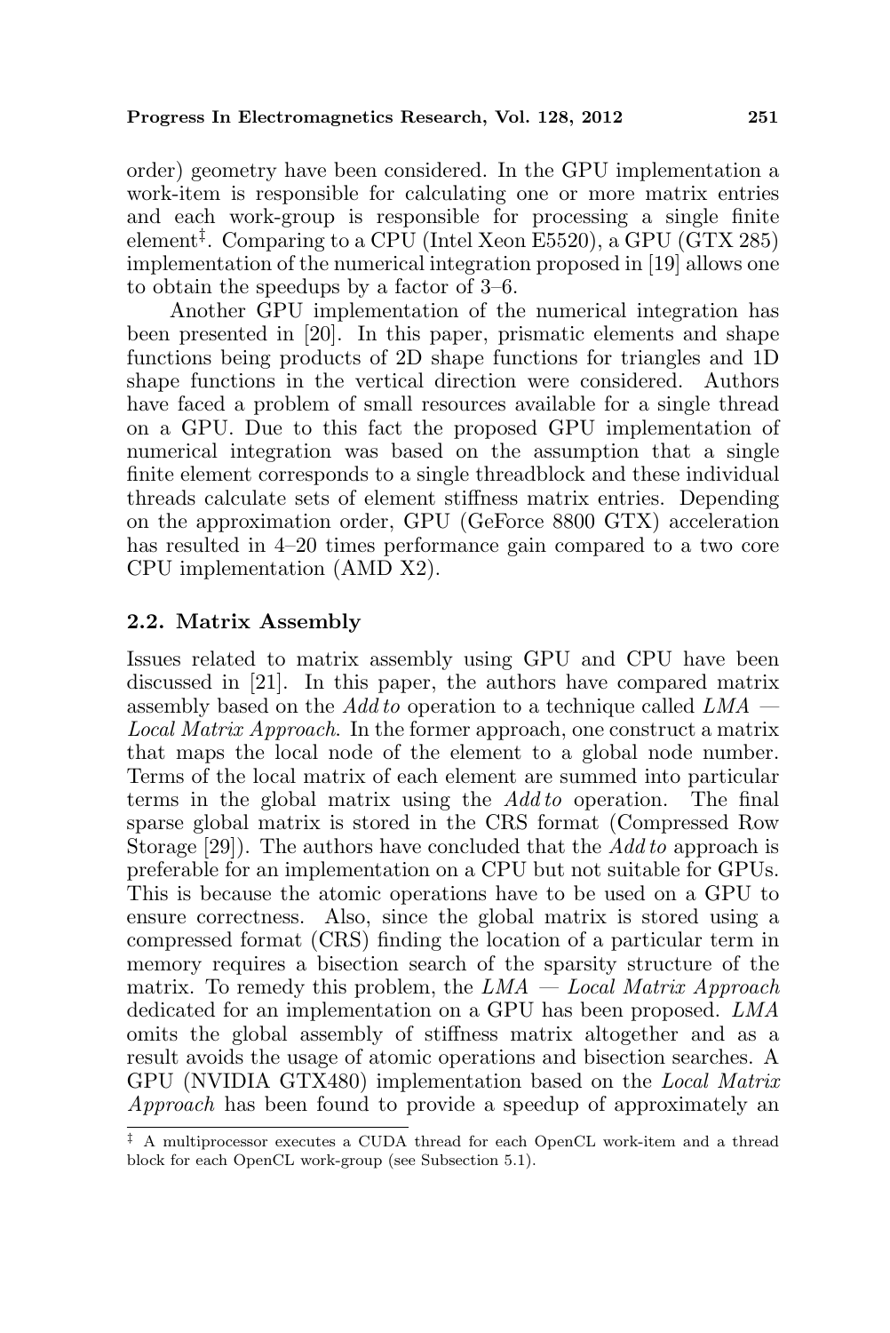order) geometry have been considered. In the GPU implementation a work-item is responsible for calculating one or more matrix entries and each work-group is responsible for processing a single finite element[‡]. Comparing to a CPU (Intel Xeon E5520), a GPU (GTX 285) implementation of the numerical integration proposed in [19] allows one to obtain the speedups by a factor of 3–6.

Another GPU implementation of the numerical integration has been presented in [20]. In this paper, prismatic elements and shape functions being products of 2D shape functions for triangles and 1D shape functions in the vertical direction were considered. Authors have faced a problem of small resources available for a single thread on a GPU. Due to this fact the proposed GPU implementation of numerical integration was based on the assumption that a single finite element corresponds to a single threadblock and these individual threads calculate sets of element stiffness matrix entries. Depending on the approximation order, GPU (GeForce 8800 GTX) acceleration has resulted in 4–20 times performance gain compared to a two core CPU implementation (AMD X2).

### 2.2. Matrix Assembly

Issues related to matrix assembly using GPU and CPU have been discussed in [21]. In this paper, the authors have compared matrix assembly based on the *Add to* operation to a technique called *LMA — Local Matrix Approach*. In the former approach, one construct a matrix that maps the local node of the element to a global node number. Terms of the local matrix of each element are summed into particular terms in the global matrix using the *Add to* operation. The final sparse global matrix is stored in the CRS format (Compressed Row Storage [29]). The authors have concluded that the *Add to* approach is preferable for an implementation on a CPU but not suitable for GPUs. This is because the atomic operations have to be used on a GPU to ensure correctness. Also, since the global matrix is stored using a compressed format (CRS) finding the location of a particular term in memory requires a bisection search of the sparsity structure of the matrix. To remedy this problem, the *LMA — Local Matrix Approach* dedicated for an implementation on a GPU has been proposed. *LMA* omits the global assembly of stiffness matrix altogether and as a result avoids the usage of atomic operations and bisection searches. A GPU (NVIDIA GTX480) implementation based on the *Local Matrix Approach* has been found to provide a speedup of approximately an

---

[‡] A multiprocessor executes a CUDA thread for each OpenCL work-item and a thread block for each OpenCL work-group (see Subsection 5.1).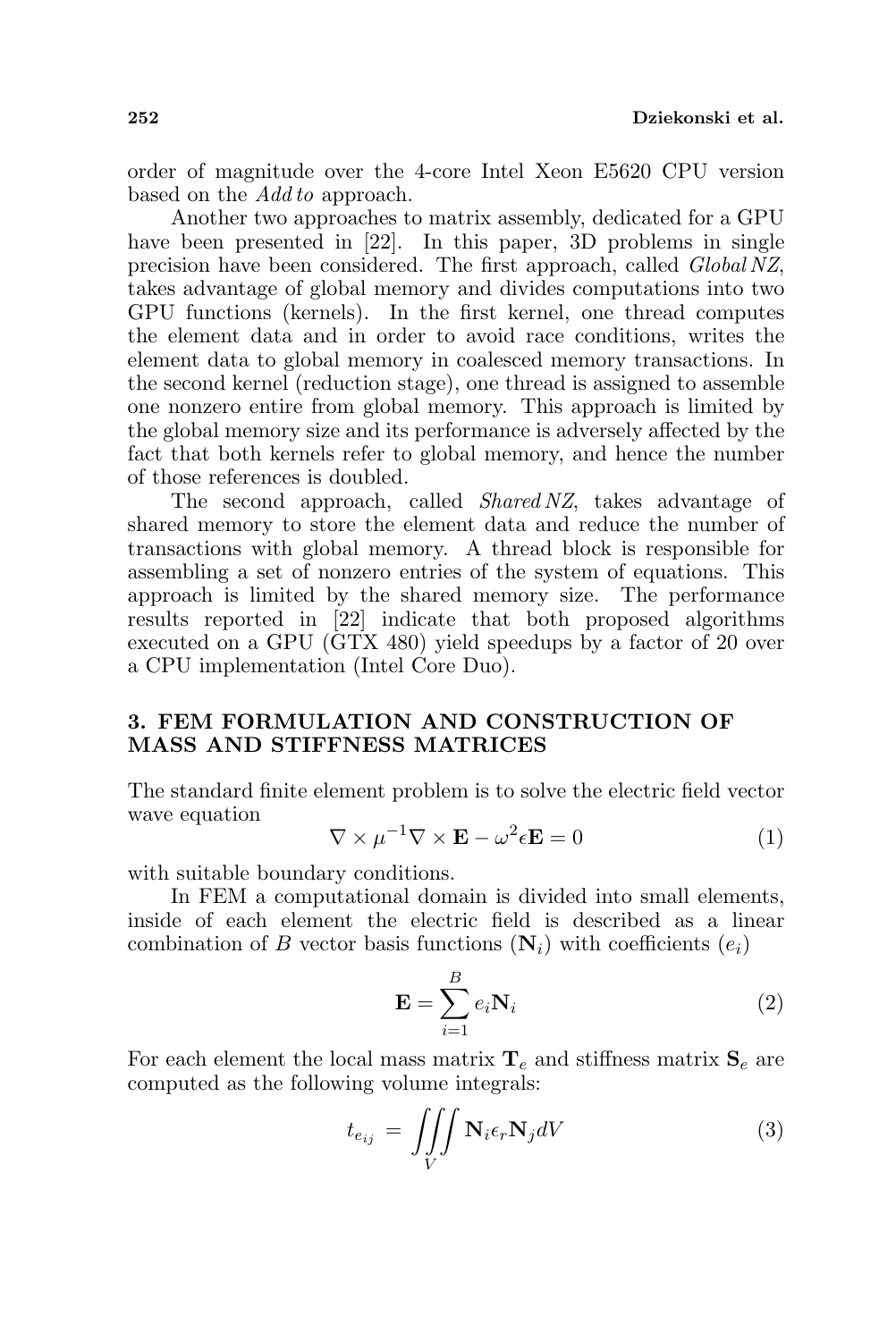order of magnitude over the 4-core Intel Xeon E5620 CPU version based on the *Add to* approach.

Another two approaches to matrix assembly, dedicated for a GPU have been presented in [22]. In this paper, 3D problems in single precision have been considered. The first approach, called *Global NZ*, takes advantage of global memory and divides computations into two GPU functions (kernels). In the first kernel, one thread computes the element data and in order to avoid race conditions, writes the element data to global memory in coalesced memory transactions. In the second kernel (reduction stage), one thread is assigned to assemble one nonzero entire from global memory. This approach is limited by the global memory size and its performance is adversely affected by the fact that both kernels refer to global memory, and hence the number of those references is doubled.

The second approach, called *Shared NZ*, takes advantage of shared memory to store the element data and reduce the number of transactions with global memory. A thread block is responsible for assembling a set of nonzero entries of the system of equations. This approach is limited by the shared memory size. The performance results reported in [22] indicate that both proposed algorithms executed on a GPU (GTX 480) yield speedups by a factor of 20 over a CPU implementation (Intel Core Duo).

## 3. FEM FORMULATION AND CONSTRUCTION OF MASS AND STIFFNESS MATRICES

The standard finite element problem is to solve the electric field vector wave equation

$$\nabla \times \mu^{-1} \nabla \times \mathbf{E} - \omega^2 \epsilon \mathbf{E} = 0 \tag{1}$$

with suitable boundary conditions.

In FEM a computational domain is divided into small elements, inside of each element the electric field is described as a linear combination of $B$ vector basis functions ($\mathbf{N}_i$) with coefficients ($e_i$)

$$\mathbf{E} = \sum_{i=1}^{B} e_i \mathbf{N}_i \tag{2}$$

For each element the local mass matrix $\mathbf{T}_e$ and stiffness matrix $\mathbf{S}_e$ are computed as the following volume integrals:

$$t_{e_{ij}} = \iiint\limits_V \mathbf{N}_i \epsilon_r \mathbf{N}_j dV \tag{3}$$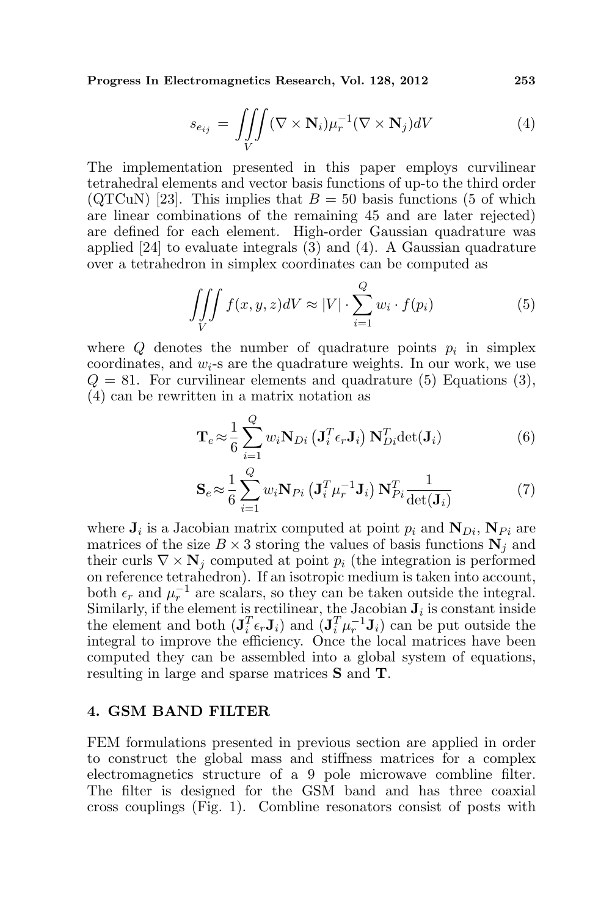$$s_{e_{ij}} = \iiint\limits_V (\nabla \times \mathbf{N}_i)\mu_r^{-1}(\nabla \times \mathbf{N}_j)dV \tag{4}$$

The implementation presented in this paper employs curvilinear tetrahedral elements and vector basis functions of up-to the third order (QTCuN) [23]. This implies that $B = 50$ basis functions (5 of which are linear combinations of the remaining 45 and are later rejected) are defined for each element. High-order Gaussian quadrature was applied [24] to evaluate integrals (3) and (4). A Gaussian quadrature over a tetrahedron in simplex coordinates can be computed as

$$\iiint\limits_V f(x, y, z)dV \approx |V| \cdot \sum_{i=1}^{Q} w_i \cdot f(p_i) \tag{5}$$

where $Q$ denotes the number of quadrature points $p_i$ in simplex coordinates, and $w_i$-s are the quadrature weights. In our work, we use $Q = 81$. For curvilinear elements and quadrature (5) Equations (3), (4) can be rewritten in a matrix notation as

$$\mathbf{T}_e \approx \frac{1}{6}\sum_{i=1}^{Q} w_i \mathbf{N}_{Di}\left(\mathbf{J}_i^T \epsilon_r \mathbf{J}_i\right)\mathbf{N}_{Di}^T \det(\mathbf{J}_i) \tag{6}$$

$$\mathbf{S}_e \approx \frac{1}{6}\sum_{i=1}^{Q} w_i \mathbf{N}_{Pi}\left(\mathbf{J}_i^T \mu_r^{-1} \mathbf{J}_i\right)\mathbf{N}_{Pi}^T \frac{1}{\det(\mathbf{J}_i)} \tag{7}$$

where $\mathbf{J}_i$ is a Jacobian matrix computed at point $p_i$ and $\mathbf{N}_{Di}$, $\mathbf{N}_{Pi}$ are matrices of the size $B \times 3$ storing the values of basis functions $\mathbf{N}_j$ and their curls $\nabla \times \mathbf{N}_j$ computed at point $p_i$ (the integration is performed on reference tetrahedron). If an isotropic medium is taken into account, both $\epsilon_r$ and $\mu_r^{-1}$ are scalars, so they can be taken outside the integral. Similarly, if the element is rectilinear, the Jacobian $\mathbf{J}_i$ is constant inside the element and both $(\mathbf{J}_i^T \epsilon_r \mathbf{J}_i)$ and $(\mathbf{J}_i^T \mu_r^{-1} \mathbf{J}_i)$ can be put outside the integral to improve the efficiency. Once the local matrices have been computed they can be assembled into a global system of equations, resulting in large and sparse matrices $\mathbf{S}$ and $\mathbf{T}$.

## 4. GSM BAND FILTER

FEM formulations presented in previous section are applied in order to construct the global mass and stiffness matrices for a complex electromagnetics structure of a 9 pole microwave combline filter. The filter is designed for the GSM band and has three coaxial cross couplings (Fig. 1). Combline resonators consist of posts with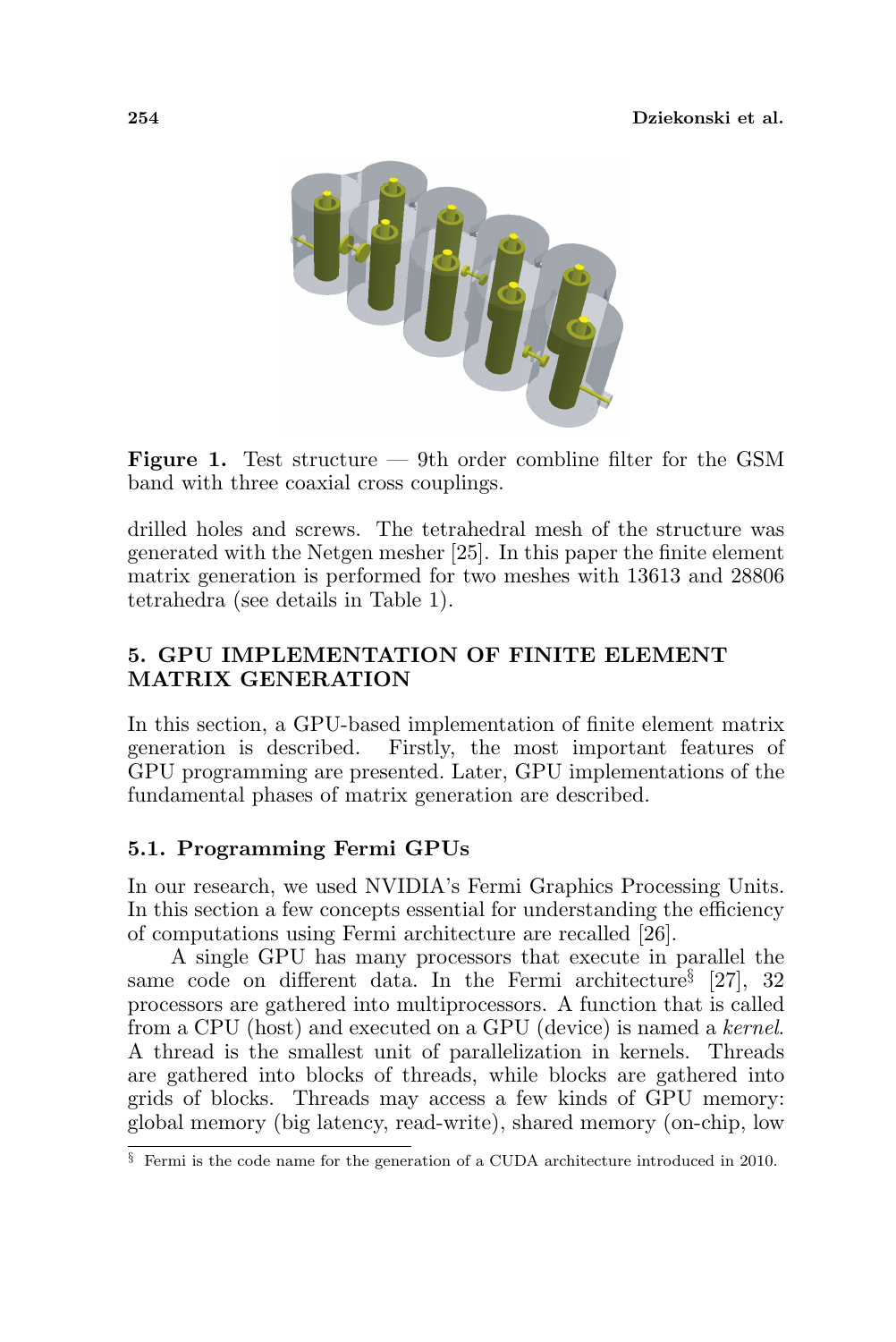**Figure 1.** Test structure — 9th order combline filter for the GSM band with three coaxial cross couplings.

drilled holes and screws. The tetrahedral mesh of the structure was generated with the Netgen mesher [25]. In this paper the finite element matrix generation is performed for two meshes with 13613 and 28806 tetrahedra (see details in Table 1).

## 5. GPU IMPLEMENTATION OF FINITE ELEMENT MATRIX GENERATION

In this section, a GPU-based implementation of finite element matrix generation is described. Firstly, the most important features of GPU programming are presented. Later, GPU implementations of the fundamental phases of matrix generation are described.

### 5.1. Programming Fermi GPUs

In our research, we used NVIDIA's Fermi Graphics Processing Units. In this section a few concepts essential for understanding the efficiency of computations using Fermi architecture are recalled [26].

A single GPU has many processors that execute in parallel the same code on different data. In the Fermi architecture[§] [27], 32 processors are gathered into multiprocessors. A function that is called from a CPU (host) and executed on a GPU (device) is named a *kernel*. A thread is the smallest unit of parallelization in kernels. Threads are gathered into blocks of threads, while blocks are gathered into grids of blocks. Threads may access a few kinds of GPU memory: global memory (big latency, read-write), shared memory (on-chip, low

[§] Fermi is the code name for the generation of a CUDA architecture introduced in 2010.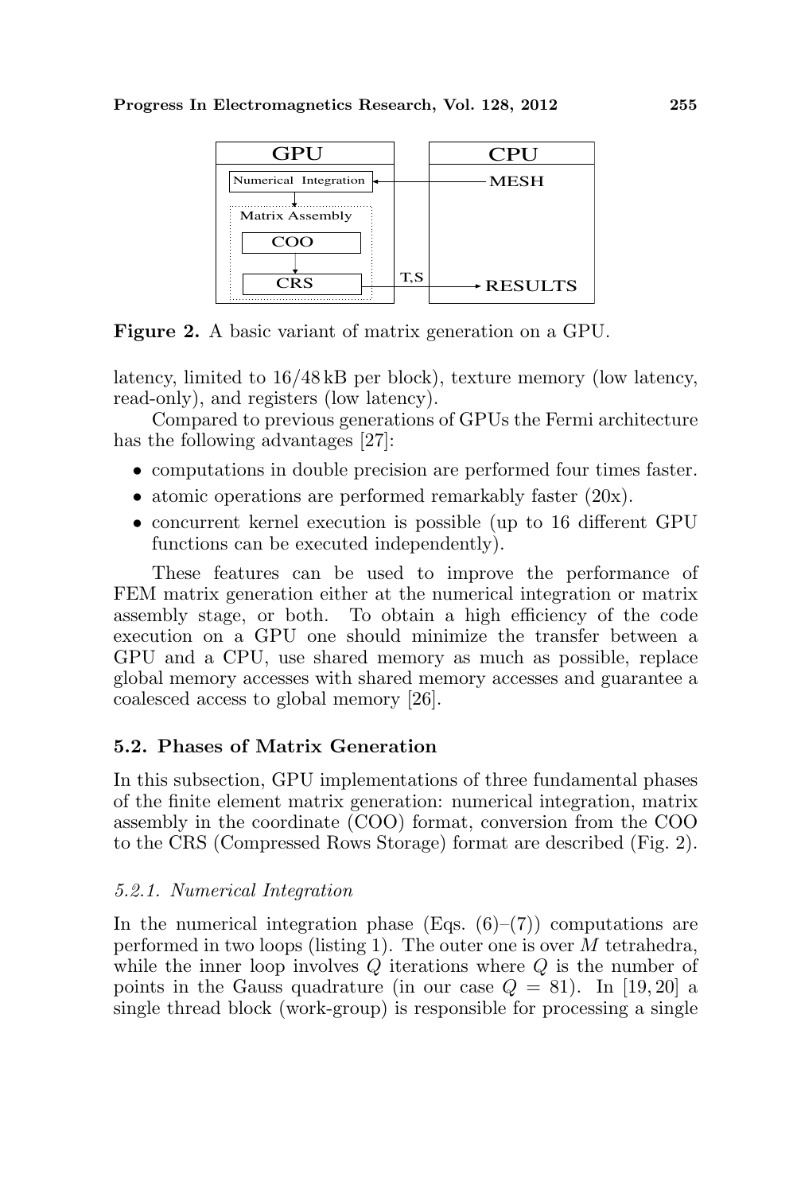Figure 2. A basic variant of matrix generation on a GPU.

latency, limited to 16/48 kB per block), texture memory (low latency, read-only), and registers (low latency).

Compared to previous generations of GPUs the Fermi architecture has the following advantages [27]:

- computations in double precision are performed four times faster.
- atomic operations are performed remarkably faster (20x).
- concurrent kernel execution is possible (up to 16 different GPU functions can be executed independently).

These features can be used to improve the performance of FEM matrix generation either at the numerical integration or matrix assembly stage, or both. To obtain a high efficiency of the code execution on a GPU one should minimize the transfer between a GPU and a CPU, use shared memory as much as possible, replace global memory accesses with shared memory accesses and guarantee a coalesced access to global memory [26].

### 5.2. Phases of Matrix Generation

In this subsection, GPU implementations of three fundamental phases of the finite element matrix generation: numerical integration, matrix assembly in the coordinate (COO) format, conversion from the COO to the CRS (Compressed Rows Storage) format are described (Fig. 2).

#### *5.2.1. Numerical Integration*

In the numerical integration phase (Eqs. (6)–(7)) computations are performed in two loops (listing 1). The outer one is over $M$ tetrahedra, while the inner loop involves $Q$ iterations where $Q$ is the number of points in the Gauss quadrature (in our case $Q = 81$). In [19, 20] a single thread block (work-group) is responsible for processing a single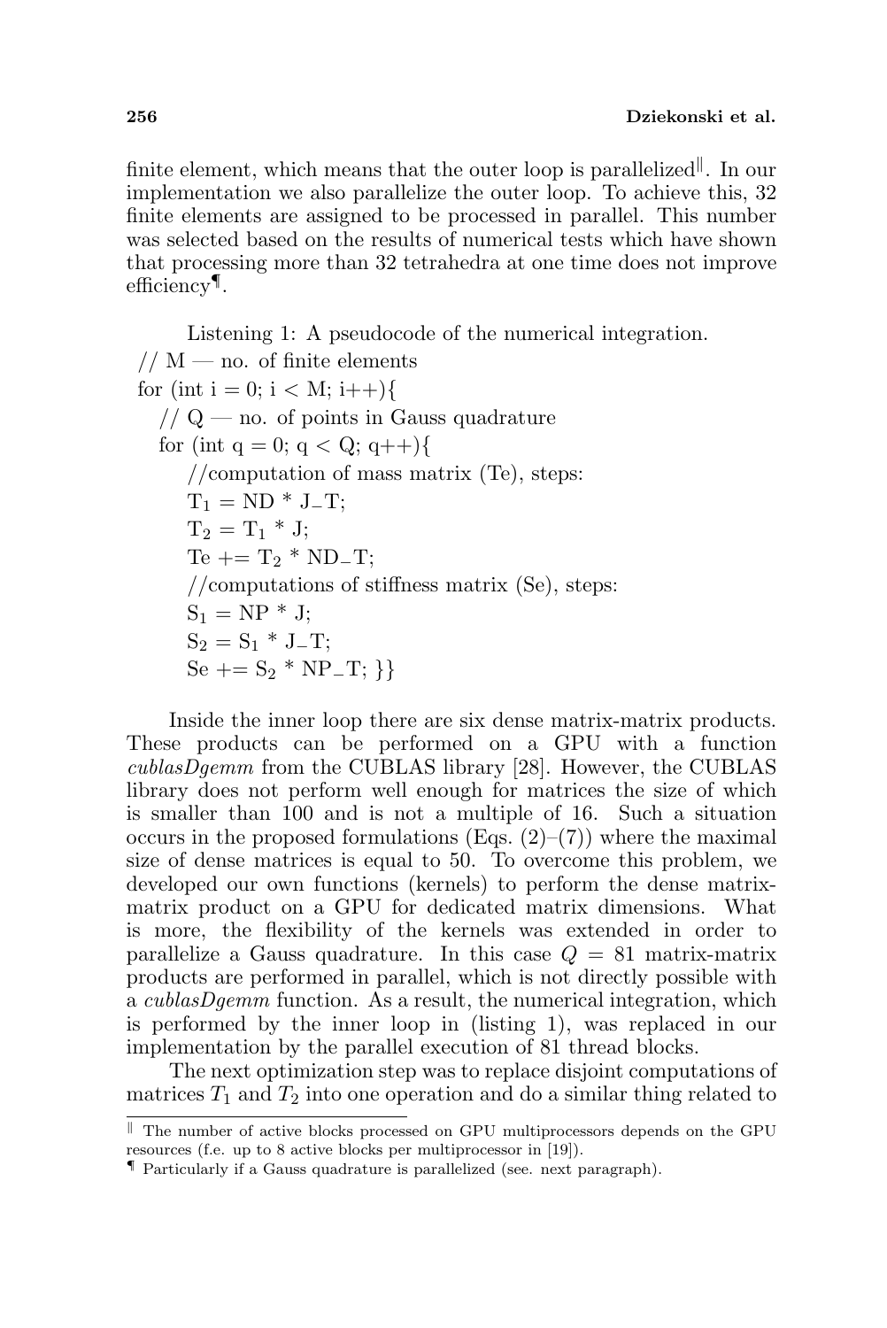finite element, which means that the outer loop is parallelized[‖]. In our implementation we also parallelize the outer loop. To achieve this, 32 finite elements are assigned to be processed in parallel. This number was selected based on the results of numerical tests which have shown that processing more than 32 tetrahedra at one time does not improve efficiency[¶].

Listening 1: A pseudocode of the numerical integration.

```
// M — no. of finite elements
for (int i = 0; i < M; i++){
   // Q — no. of points in Gauss quadrature
   for (int q = 0; q < Q; q++){
      //computation of mass matrix (Te), steps:
      T_1 = ND * J_T;
      T_2 = T_1 * J;
      Te += T_2 * ND_T;
      //computations of stiffness matrix (Se), steps:
      S_1 = NP * J;
      S_2 = S_1 * J_T;
      Se += S_2 * NP_T; }}
```

Inside the inner loop there are six dense matrix-matrix products. These products can be performed on a GPU with a function *cublasDgemm* from the CUBLAS library [28]. However, the CUBLAS library does not perform well enough for matrices the size of which is smaller than 100 and is not a multiple of 16. Such a situation occurs in the proposed formulations (Eqs. (2)–(7)) where the maximal size of dense matrices is equal to 50. To overcome this problem, we developed our own functions (kernels) to perform the dense matrix-matrix product on a GPU for dedicated matrix dimensions. What is more, the flexibility of the kernels was extended in order to parallelize a Gauss quadrature. In this case $Q = 81$ matrix-matrix products are performed in parallel, which is not directly possible with a *cublasDgemm* function. As a result, the numerical integration, which is performed by the inner loop in (listing 1), was replaced in our implementation by the parallel execution of 81 thread blocks.

The next optimization step was to replace disjoint computations of matrices $T_1$ and $T_2$ into one operation and do a similar thing related to

---

‖ The number of active blocks processed on GPU multiprocessors depends on the GPU resources (f.e. up to 8 active blocks per multiprocessor in [19]).

¶ Particularly if a Gauss quadrature is parallelized (see. next paragraph).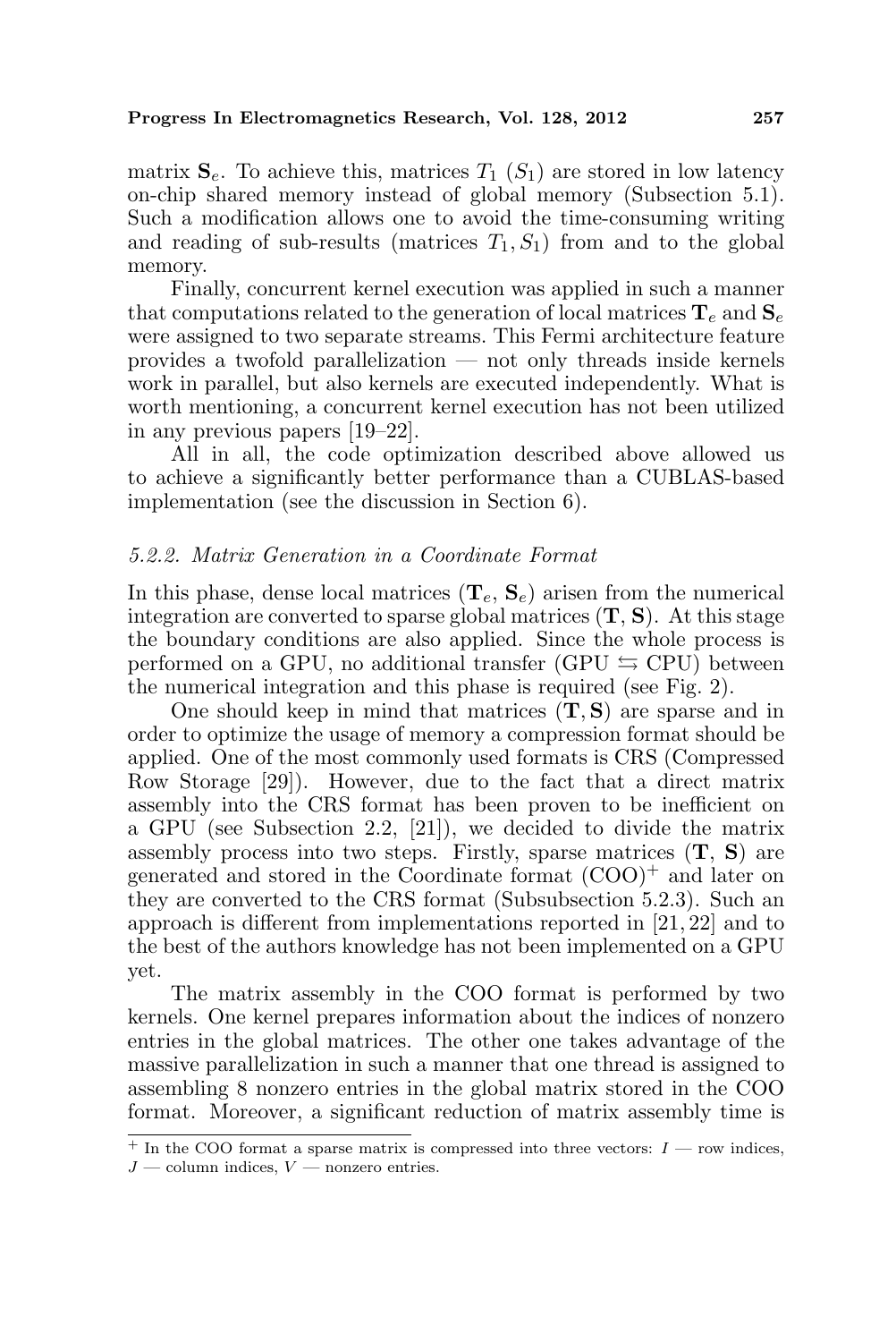matrix $\mathbf{S}_e$. To achieve this, matrices $T_1$ ($S_1$) are stored in low latency on-chip shared memory instead of global memory (Subsection 5.1). Such a modification allows one to avoid the time-consuming writing and reading of sub-results (matrices $T_1, S_1$) from and to the global memory.

Finally, concurrent kernel execution was applied in such a manner that computations related to the generation of local matrices $\mathbf{T}_e$ and $\mathbf{S}_e$ were assigned to two separate streams. This Fermi architecture feature provides a twofold parallelization — not only threads inside kernels work in parallel, but also kernels are executed independently. What is worth mentioning, a concurrent kernel execution has not been utilized in any previous papers [19–22].

All in all, the code optimization described above allowed us to achieve a significantly better performance than a CUBLAS-based implementation (see the discussion in Section 6).

### *5.2.2. Matrix Generation in a Coordinate Format*

In this phase, dense local matrices ($\mathbf{T}_e$, $\mathbf{S}_e$) arisen from the numerical integration are converted to sparse global matrices ($\mathbf{T}$, $\mathbf{S}$). At this stage the boundary conditions are also applied. Since the whole process is performed on a GPU, no additional transfer (GPU $\leftrightarrows$ CPU) between the numerical integration and this phase is required (see Fig. 2).

One should keep in mind that matrices ($\mathbf{T}, \mathbf{S}$) are sparse and in order to optimize the usage of memory a compression format should be applied. One of the most commonly used formats is CRS (Compressed Row Storage [29]). However, due to the fact that a direct matrix assembly into the CRS format has been proven to be inefficient on a GPU (see Subsection 2.2, [21]), we decided to divide the matrix assembly process into two steps. Firstly, sparse matrices ($\mathbf{T}$, $\mathbf{S}$) are generated and stored in the Coordinate format (COO)[+] and later on they are converted to the CRS format (Subsubsection 5.2.3). Such an approach is different from implementations reported in [21, 22] and to the best of the authors knowledge has not been implemented on a GPU yet.

The matrix assembly in the COO format is performed by two kernels. One kernel prepares information about the indices of nonzero entries in the global matrices. The other one takes advantage of the massive parallelization in such a manner that one thread is assigned to assembling 8 nonzero entries in the global matrix stored in the COO format. Moreover, a significant reduction of matrix assembly time is

---

[+] In the COO format a sparse matrix is compressed into three vectors: $I$ — row indices, $J$ — column indices, $V$ — nonzero entries.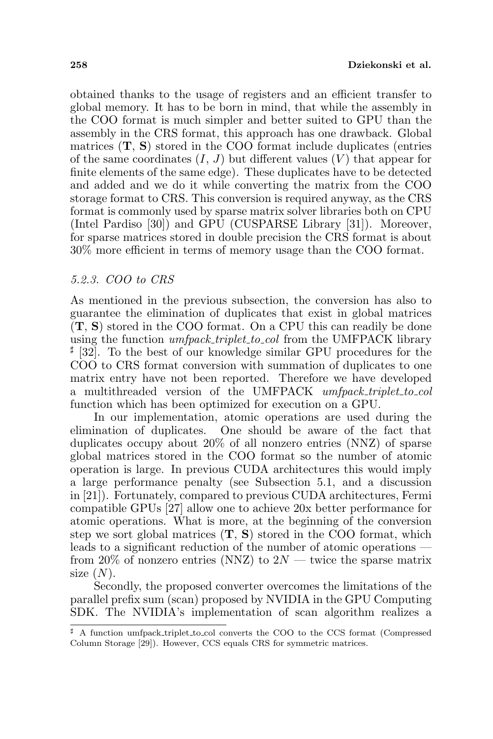obtained thanks to the usage of registers and an efficient transfer to global memory. It has to be born in mind, that while the assembly in the COO format is much simpler and better suited to GPU than the assembly in the CRS format, this approach has one drawback. Global matrices (**T**, **S**) stored in the COO format include duplicates (entries of the same coordinates ($I$, $J$) but different values ($V$) that appear for finite elements of the same edge). These duplicates have to be detected and added and we do it while converting the matrix from the COO storage format to CRS. This conversion is required anyway, as the CRS format is commonly used by sparse matrix solver libraries both on CPU (Intel Pardiso [30]) and GPU (CUSPARSE Library [31]). Moreover, for sparse matrices stored in double precision the CRS format is about 30% more efficient in terms of memory usage than the COO format.

#### *5.2.3. COO to CRS*

As mentioned in the previous subsection, the conversion has also to guarantee the elimination of duplicates that exist in global matrices (**T**, **S**) stored in the COO format. On a CPU this can readily be done using the function *umfpack_triplet_to_col* from the UMFPACK library ♯ [32]. To the best of our knowledge similar GPU procedures for the COO to CRS format conversion with summation of duplicates to one matrix entry have not been reported. Therefore we have developed a multithreaded version of the UMFPACK *umfpack_triplet_to_col* function which has been optimized for execution on a GPU.

In our implementation, atomic operations are used during the elimination of duplicates. One should be aware of the fact that duplicates occupy about 20% of all nonzero entries (NNZ) of sparse global matrices stored in the COO format so the number of atomic operation is large. In previous CUDA architectures this would imply a large performance penalty (see Subsection 5.1, and a discussion in [21]). Fortunately, compared to previous CUDA architectures, Fermi compatible GPUs [27] allow one to achieve 20x better performance for atomic operations. What is more, at the beginning of the conversion step we sort global matrices (**T**, **S**) stored in the COO format, which leads to a significant reduction of the number of atomic operations — from 20% of nonzero entries (NNZ) to $2N$ — twice the sparse matrix size ($N$).

Secondly, the proposed converter overcomes the limitations of the parallel prefix sum (scan) proposed by NVIDIA in the GPU Computing SDK. The NVIDIA's implementation of scan algorithm realizes a

---

♯ A function umfpack_triplet_to_col converts the COO to the CCS format (Compressed Column Storage [29]). However, CCS equals CRS for symmetric matrices.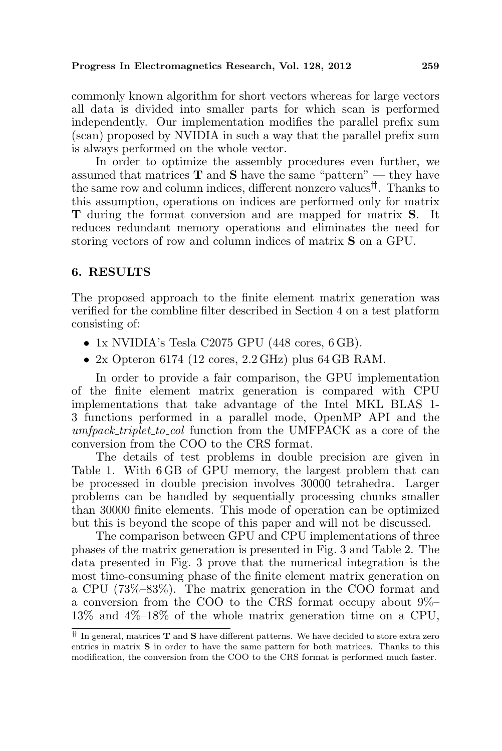commonly known algorithm for short vectors whereas for large vectors all data is divided into smaller parts for which scan is performed independently. Our implementation modifies the parallel prefix sum (scan) proposed by NVIDIA in such a way that the parallel prefix sum is always performed on the whole vector.

In order to optimize the assembly procedures even further, we assumed that matrices **T** and **S** have the same "pattern" — they have the same row and column indices, different nonzero values[††]. Thanks to this assumption, operations on indices are performed only for matrix **T** during the format conversion and are mapped for matrix **S**. It reduces redundant memory operations and eliminates the need for storing vectors of row and column indices of matrix **S** on a GPU.

## 6. RESULTS

The proposed approach to the finite element matrix generation was verified for the combline filter described in Section 4 on a test platform consisting of:

- 1x NVIDIA's Tesla C2075 GPU (448 cores, 6 GB).
- 2x Opteron 6174 (12 cores, 2.2 GHz) plus 64 GB RAM.

In order to provide a fair comparison, the GPU implementation of the finite element matrix generation is compared with CPU implementations that take advantage of the Intel MKL BLAS 1-3 functions performed in a parallel mode, OpenMP API and the *umfpack_triplet_to_col* function from the UMFPACK as a core of the conversion from the COO to the CRS format.

The details of test problems in double precision are given in Table 1. With 6 GB of GPU memory, the largest problem that can be processed in double precision involves 30000 tetrahedra. Larger problems can be handled by sequentially processing chunks smaller than 30000 finite elements. This mode of operation can be optimized but this is beyond the scope of this paper and will not be discussed.

The comparison between GPU and CPU implementations of three phases of the matrix generation is presented in Fig. 3 and Table 2. The data presented in Fig. 3 prove that the numerical integration is the most time-consuming phase of the finite element matrix generation on a CPU (73%–83%). The matrix generation in the COO format and a conversion from the COO to the CRS format occupy about 9%–13% and 4%–18% of the whole matrix generation time on a CPU,

[††] In general, matrices **T** and **S** have different patterns. We have decided to store extra zero entries in matrix **S** in order to have the same pattern for both matrices. Thanks to this modification, the conversion from the COO to the CRS format is performed much faster.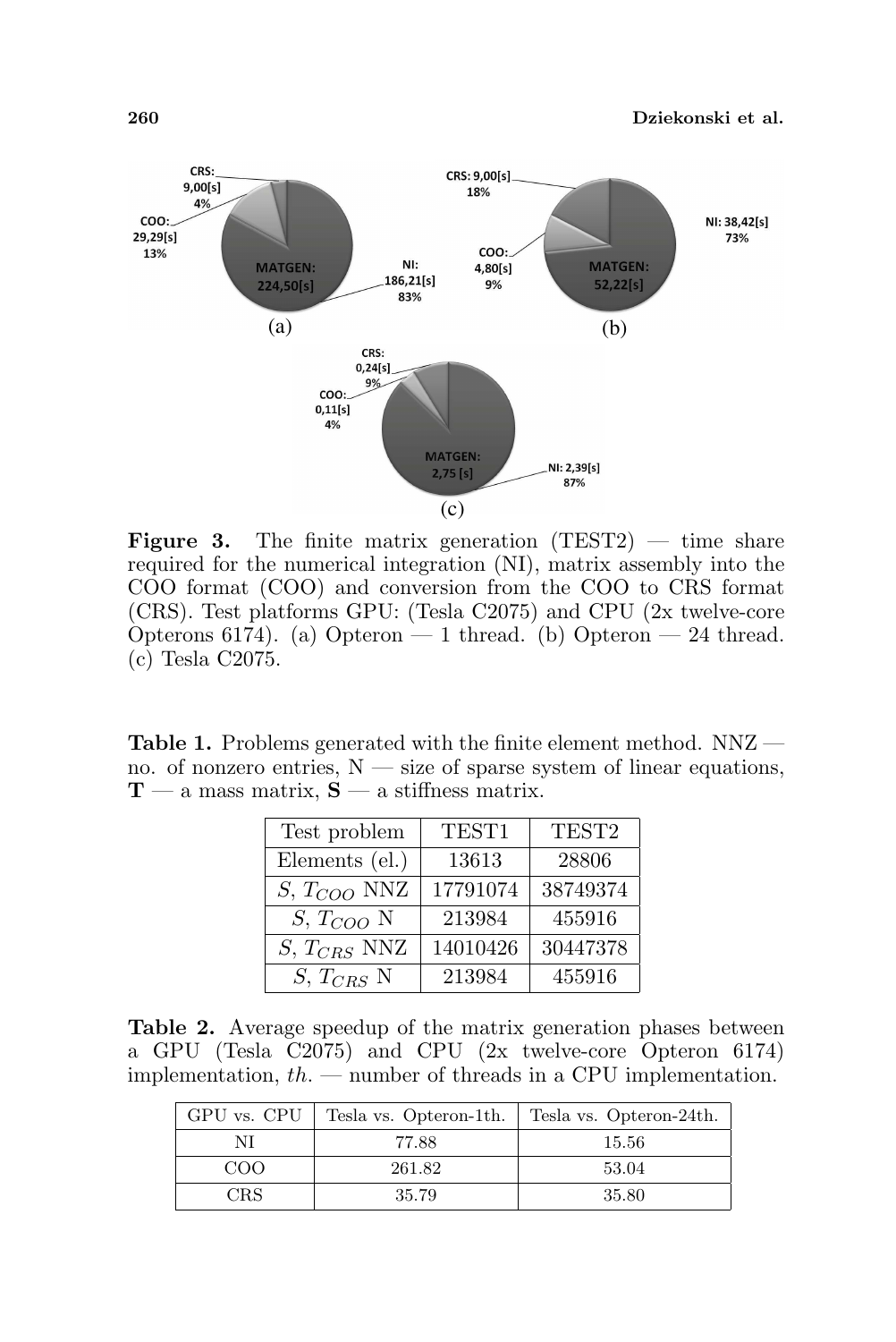**Figure 3.** The finite matrix generation (TEST2) — time share required for the numerical integration (NI), matrix assembly into the COO format (COO) and conversion from the COO to CRS format (CRS). Test platforms GPU: (Tesla C2075) and CPU (2x twelve-core Opterons 6174). (a) Opteron — 1 thread. (b) Opteron — 24 thread. (c) Tesla C2075.

**Table 1.** Problems generated with the finite element method. NNZ — no. of nonzero entries, N — size of sparse system of linear equations, **T** — a mass matrix, **S** — a stiffness matrix.

| Test problem | TEST1 | TEST2 |
|---|---|---|
| Elements (el.) | 13613 | 28806 |
| $S$, $T_{COO}$ NNZ | 17791074 | 38749374 |
| $S$, $T_{COO}$ N | 213984 | 455916 |
| $S$, $T_{CRS}$ NNZ | 14010426 | 30447378 |
| $S$, $T_{CRS}$ N | 213984 | 455916 |

**Table 2.** Average speedup of the matrix generation phases between a GPU (Tesla C2075) and CPU (2x twelve-core Opteron 6174) implementation, *th.* — number of threads in a CPU implementation.

| GPU vs. CPU | Tesla vs. Opteron-1th. | Tesla vs. Opteron-24th. |
|---|---|---|
| NI | 77.88 | 15.56 |
| COO | 261.82 | 53.04 |
| CRS | 35.79 | 35.80 |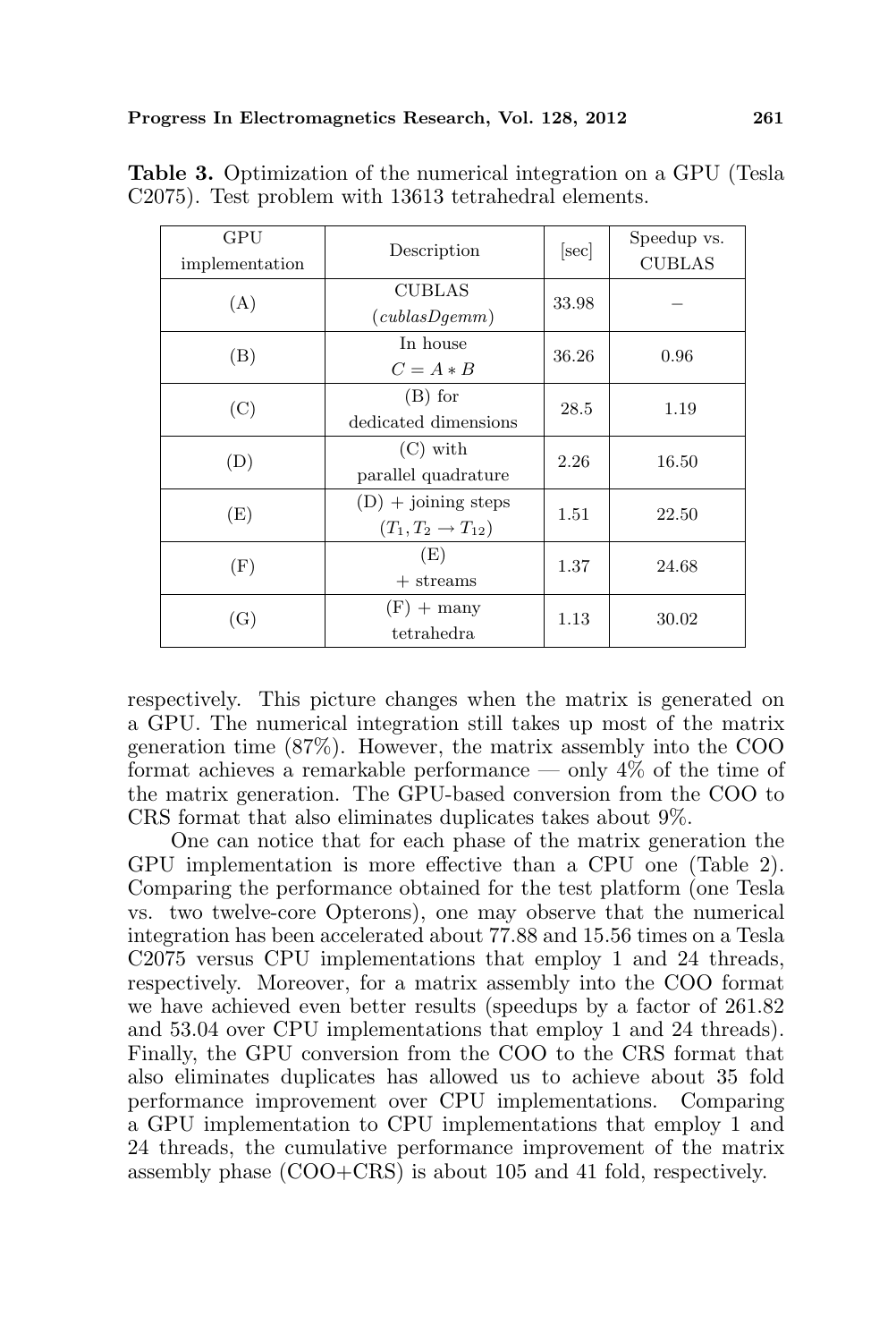**Table 3.** Optimization of the numerical integration on a GPU (Tesla C2075). Test problem with 13613 tetrahedral elements.

| GPU implementation | Description | [sec] | Speedup vs. CUBLAS |
|---|---|---|---|
| (A) | CUBLAS (*cublasDgemm*) | 33.98 | – |
| (B) | In house $C = A * B$ | 36.26 | 0.96 |
| (C) | (B) for dedicated dimensions | 28.5 | 1.19 |
| (D) | (C) with parallel quadrature | 2.26 | 16.50 |
| (E) | (D) + joining steps ($T_1, T_2 \rightarrow T_{12}$) | 1.51 | 22.50 |
| (F) | (E) + streams | 1.37 | 24.68 |
| (G) | (F) + many tetrahedra | 1.13 | 30.02 |

respectively. This picture changes when the matrix is generated on a GPU. The numerical integration still takes up most of the matrix generation time (87%). However, the matrix assembly into the COO format achieves a remarkable performance — only 4% of the time of the matrix generation. The GPU-based conversion from the COO to CRS format that also eliminates duplicates takes about 9%.

One can notice that for each phase of the matrix generation the GPU implementation is more effective than a CPU one (Table 2). Comparing the performance obtained for the test platform (one Tesla vs. two twelve-core Opterons), one may observe that the numerical integration has been accelerated about 77.88 and 15.56 times on a Tesla C2075 versus CPU implementations that employ 1 and 24 threads, respectively. Moreover, for a matrix assembly into the COO format we have achieved even better results (speedups by a factor of 261.82 and 53.04 over CPU implementations that employ 1 and 24 threads). Finally, the GPU conversion from the COO to the CRS format that also eliminates duplicates has allowed us to achieve about 35 fold performance improvement over CPU implementations. Comparing a GPU implementation to CPU implementations that employ 1 and 24 threads, the cumulative performance improvement of the matrix assembly phase (COO+CRS) is about 105 and 41 fold, respectively.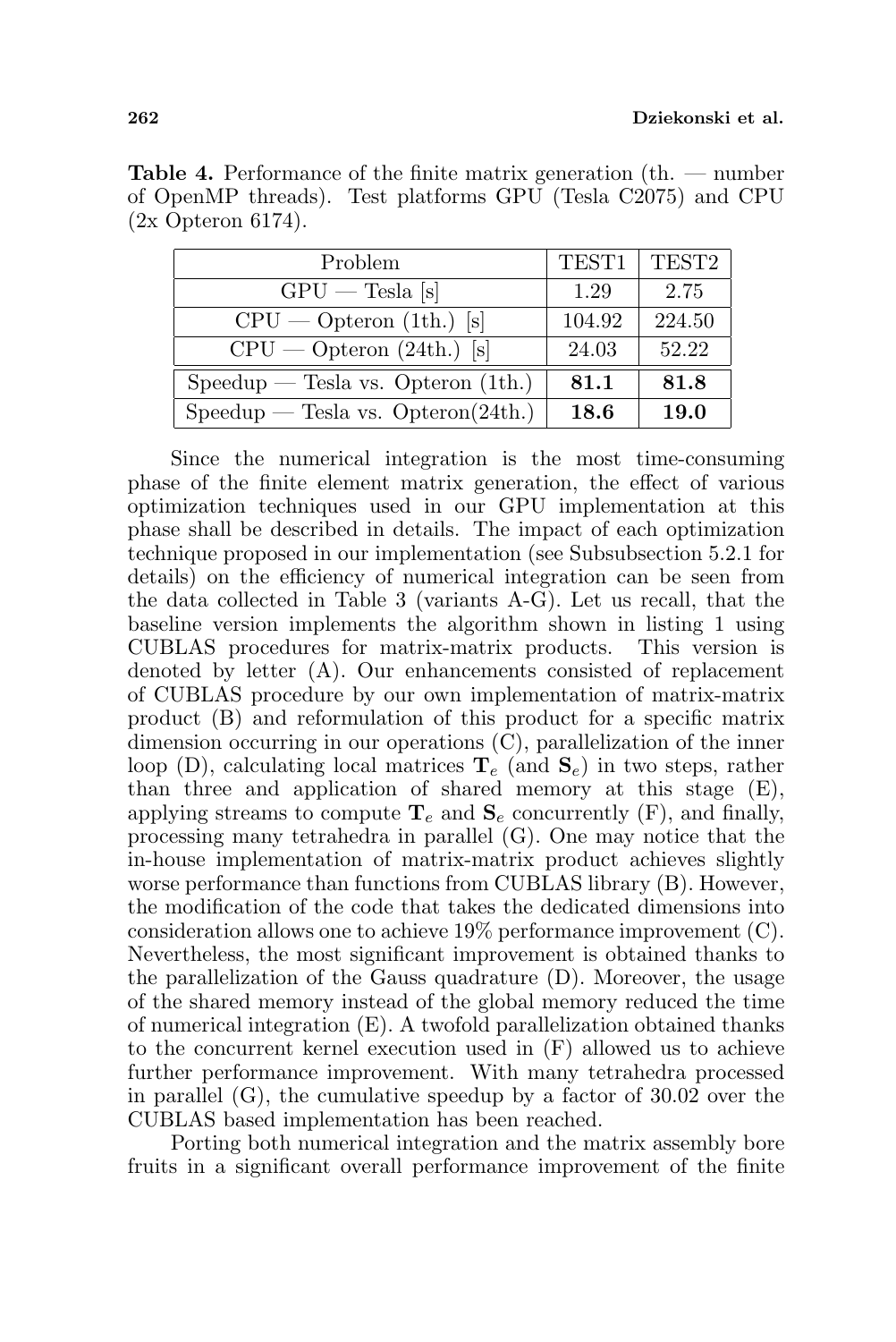**Table 4.** Performance of the finite matrix generation (th. — number of OpenMP threads). Test platforms GPU (Tesla C2075) and CPU (2x Opteron 6174).

| Problem | TEST1 | TEST2 |
|---|---|---|
| GPU — Tesla [s] | 1.29 | 2.75 |
| CPU — Opteron (1th.) [s] | 104.92 | 224.50 |
| CPU — Opteron (24th.) [s] | 24.03 | 52.22 |
| Speedup — Tesla vs. Opteron (1th.) | **81.1** | **81.8** |
| Speedup — Tesla vs. Opteron(24th.) | **18.6** | **19.0** |

Since the numerical integration is the most time-consuming phase of the finite element matrix generation, the effect of various optimization techniques used in our GPU implementation at this phase shall be described in details. The impact of each optimization technique proposed in our implementation (see Subsubsection 5.2.1 for details) on the efficiency of numerical integration can be seen from the data collected in Table 3 (variants A-G). Let us recall, that the baseline version implements the algorithm shown in listing 1 using CUBLAS procedures for matrix-matrix products. This version is denoted by letter (A). Our enhancements consisted of replacement of CUBLAS procedure by our own implementation of matrix-matrix product (B) and reformulation of this product for a specific matrix dimension occurring in our operations (C), parallelization of the inner loop (D), calculating local matrices $\mathbf{T}_e$ (and $\mathbf{S}_e$) in two steps, rather than three and application of shared memory at this stage (E), applying streams to compute $\mathbf{T}_e$ and $\mathbf{S}_e$ concurrently (F), and finally, processing many tetrahedra in parallel (G). One may notice that the in-house implementation of matrix-matrix product achieves slightly worse performance than functions from CUBLAS library (B). However, the modification of the code that takes the dedicated dimensions into consideration allows one to achieve 19% performance improvement (C). Nevertheless, the most significant improvement is obtained thanks to the parallelization of the Gauss quadrature (D). Moreover, the usage of the shared memory instead of the global memory reduced the time of numerical integration (E). A twofold parallelization obtained thanks to the concurrent kernel execution used in (F) allowed us to achieve further performance improvement. With many tetrahedra processed in parallel (G), the cumulative speedup by a factor of 30.02 over the CUBLAS based implementation has been reached.

Porting both numerical integration and the matrix assembly bore fruits in a significant overall performance improvement of the finite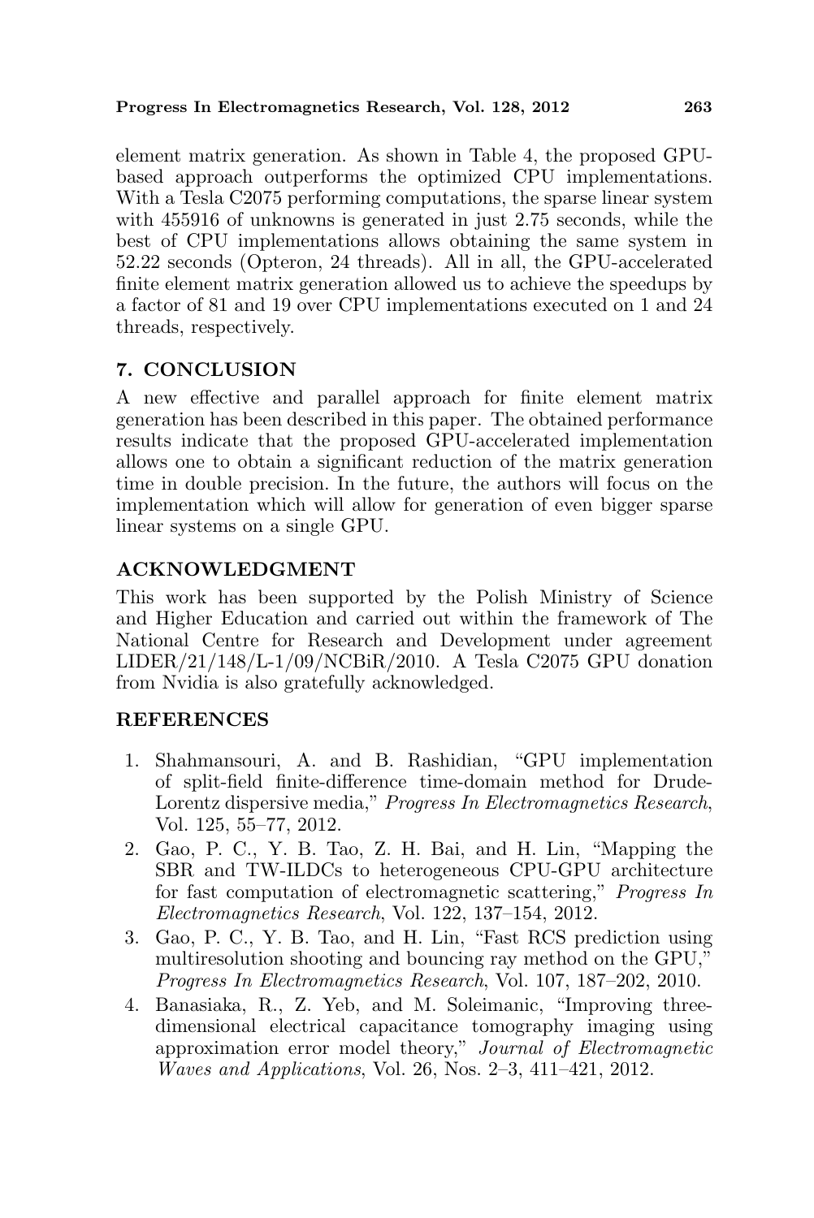element matrix generation. As shown in Table 4, the proposed GPU-based approach outperforms the optimized CPU implementations. With a Tesla C2075 performing computations, the sparse linear system with 455916 of unknowns is generated in just 2.75 seconds, while the best of CPU implementations allows obtaining the same system in 52.22 seconds (Opteron, 24 threads). All in all, the GPU-accelerated finite element matrix generation allowed us to achieve the speedups by a factor of 81 and 19 over CPU implementations executed on 1 and 24 threads, respectively.

## 7. CONCLUSION

A new effective and parallel approach for finite element matrix generation has been described in this paper. The obtained performance results indicate that the proposed GPU-accelerated implementation allows one to obtain a significant reduction of the matrix generation time in double precision. In the future, the authors will focus on the implementation which will allow for generation of even bigger sparse linear systems on a single GPU.

## ACKNOWLEDGMENT

This work has been supported by the Polish Ministry of Science and Higher Education and carried out within the framework of The National Centre for Research and Development under agreement LIDER/21/148/L-1/09/NCBiR/2010. A Tesla C2075 GPU donation from Nvidia is also gratefully acknowledged.

## REFERENCES

1. Shahmansouri, A. and B. Rashidian, "GPU implementation of split-field finite-difference time-domain method for Drude-Lorentz dispersive media," *Progress In Electromagnetics Research*, Vol. 125, 55–77, 2012.
2. Gao, P. C., Y. B. Tao, Z. H. Bai, and H. Lin, "Mapping the SBR and TW-ILDCs to heterogeneous CPU-GPU architecture for fast computation of electromagnetic scattering," *Progress In Electromagnetics Research*, Vol. 122, 137–154, 2012.
3. Gao, P. C., Y. B. Tao, and H. Lin, "Fast RCS prediction using multiresolution shooting and bouncing ray method on the GPU," *Progress In Electromagnetics Research*, Vol. 107, 187–202, 2010.
4. Banasiaka, R., Z. Yeb, and M. Soleimanic, "Improving three-dimensional electrical capacitance tomography imaging using approximation error model theory," *Journal of Electromagnetic Waves and Applications*, Vol. 26, Nos. 2–3, 411–421, 2012.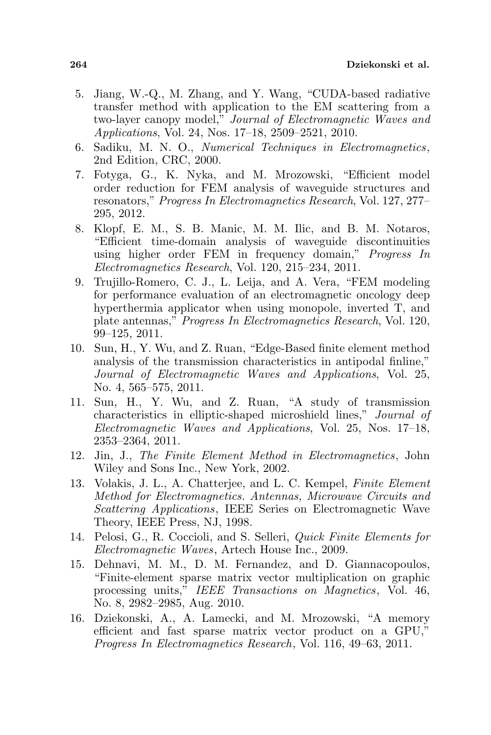5. Jiang, W.-Q., M. Zhang, and Y. Wang, "CUDA-based radiative transfer method with application to the EM scattering from a two-layer canopy model," *Journal of Electromagnetic Waves and Applications*, Vol. 24, Nos. 17–18, 2509–2521, 2010.
6. Sadiku, M. N. O., *Numerical Techniques in Electromagnetics*, 2nd Edition, CRC, 2000.
7. Fotyga, G., K. Nyka, and M. Mrozowski, "Efficient model order reduction for FEM analysis of waveguide structures and resonators," *Progress In Electromagnetics Research*, Vol. 127, 277–295, 2012.
8. Klopf, E. M., S. B. Manic, M. M. Ilic, and B. M. Notaros, "Efficient time-domain analysis of waveguide discontinuities using higher order FEM in frequency domain," *Progress In Electromagnetics Research*, Vol. 120, 215–234, 2011.
9. Trujillo-Romero, C. J., L. Leija, and A. Vera, "FEM modeling for performance evaluation of an electromagnetic oncology deep hyperthermia applicator when using monopole, inverted T, and plate antennas," *Progress In Electromagnetics Research*, Vol. 120, 99–125, 2011.
10. Sun, H., Y. Wu, and Z. Ruan, "Edge-Based finite element method analysis of the transmission characteristics in antipodal finline," *Journal of Electromagnetic Waves and Applications*, Vol. 25, No. 4, 565–575, 2011.
11. Sun, H., Y. Wu, and Z. Ruan, "A study of transmission characteristics in elliptic-shaped microshield lines," *Journal of Electromagnetic Waves and Applications*, Vol. 25, Nos. 17–18, 2353–2364, 2011.
12. Jin, J., *The Finite Element Method in Electromagnetics*, John Wiley and Sons Inc., New York, 2002.
13. Volakis, J. L., A. Chatterjee, and L. C. Kempel, *Finite Element Method for Electromagnetics. Antennas, Microwave Circuits and Scattering Applications*, IEEE Series on Electromagnetic Wave Theory, IEEE Press, NJ, 1998.
14. Pelosi, G., R. Coccioli, and S. Selleri, *Quick Finite Elements for Electromagnetic Waves*, Artech House Inc., 2009.
15. Dehnavi, M. M., D. M. Fernandez, and D. Giannacopoulos, "Finite-element sparse matrix vector multiplication on graphic processing units," *IEEE Transactions on Magnetics*, Vol. 46, No. 8, 2982–2985, Aug. 2010.
16. Dziekonski, A., A. Lamecki, and M. Mrozowski, "A memory efficient and fast sparse matrix vector product on a GPU," *Progress In Electromagnetics Research*, Vol. 116, 49–63, 2011.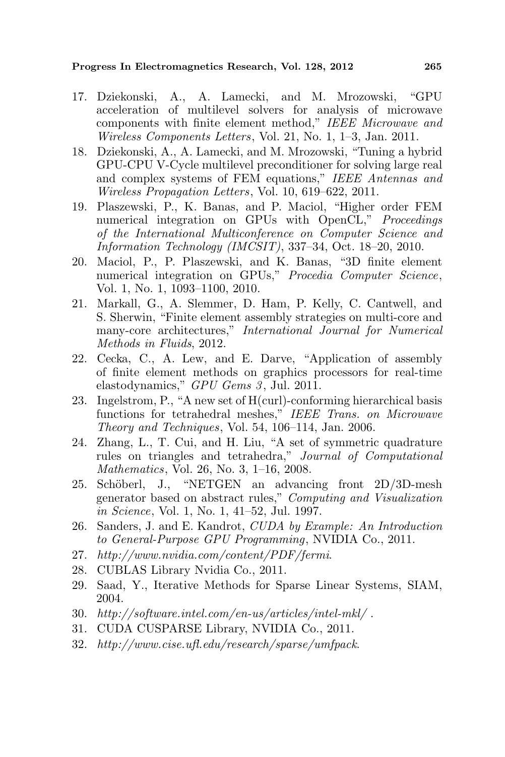17. Dziekonski, A., A. Lamecki, and M. Mrozowski, "GPU acceleration of multilevel solvers for analysis of microwave components with finite element method," *IEEE Microwave and Wireless Components Letters*, Vol. 21, No. 1, 1–3, Jan. 2011.
18. Dziekonski, A., A. Lamecki, and M. Mrozowski, "Tuning a hybrid GPU-CPU V-Cycle multilevel preconditioner for solving large real and complex systems of FEM equations," *IEEE Antennas and Wireless Propagation Letters*, Vol. 10, 619–622, 2011.
19. Plaszewski, P., K. Banas, and P. Maciol, "Higher order FEM numerical integration on GPUs with OpenCL," *Proceedings of the International Multiconference on Computer Science and Information Technology (IMCSIT)*, 337–34, Oct. 18–20, 2010.
20. Maciol, P., P. Plaszewski, and K. Banas, "3D finite element numerical integration on GPUs," *Procedia Computer Science*, Vol. 1, No. 1, 1093–1100, 2010.
21. Markall, G., A. Slemmer, D. Ham, P. Kelly, C. Cantwell, and S. Sherwin, "Finite element assembly strategies on multi-core and many-core architectures," *International Journal for Numerical Methods in Fluids*, 2012.
22. Cecka, C., A. Lew, and E. Darve, "Application of assembly of finite element methods on graphics processors for real-time elastodynamics," *GPU Gems 3*, Jul. 2011.
23. Ingelstrom, P., "A new set of H(curl)-conforming hierarchical basis functions for tetrahedral meshes," *IEEE Trans. on Microwave Theory and Techniques*, Vol. 54, 106–114, Jan. 2006.
24. Zhang, L., T. Cui, and H. Liu, "A set of symmetric quadrature rules on triangles and tetrahedra," *Journal of Computational Mathematics*, Vol. 26, No. 3, 1–16, 2008.
25. Schöberl, J., "NETGEN an advancing front 2D/3D-mesh generator based on abstract rules," *Computing and Visualization in Science*, Vol. 1, No. 1, 41–52, Jul. 1997.
26. Sanders, J. and E. Kandrot, *CUDA by Example: An Introduction to General-Purpose GPU Programming*, NVIDIA Co., 2011.
27. *http://www.nvidia.com/content/PDF/fermi*.
28. CUBLAS Library Nvidia Co., 2011.
29. Saad, Y., Iterative Methods for Sparse Linear Systems, SIAM, 2004.
30. *http://software.intel.com/en-us/articles/intel-mkl/* .
31. CUDA CUSPARSE Library, NVIDIA Co., 2011.
32. *http://www.cise.ufl.edu/research/sparse/umfpack*.